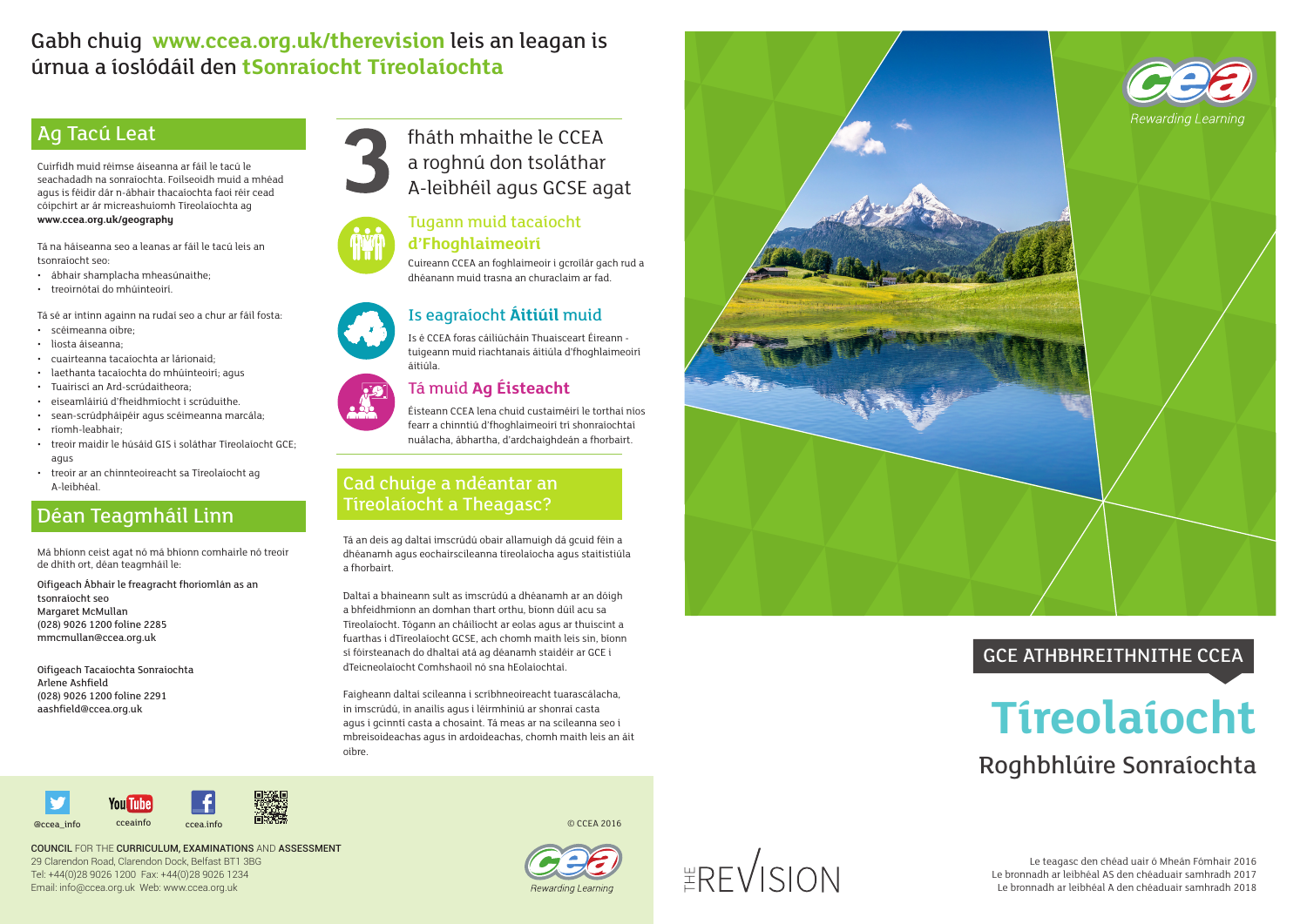Gabh chuig **www.ccea.org.uk/therevision** leis an leagan is úrnua a íoslódáil den **tSonraíocht Tíreolaíochta**

## Ag Tacú Leat

Cuirfidh muid réimse áiseanna ar fáil le tacú le seachadadh na sonraíochta. Foilseoidh muid a mhéad agus is féidir dár n-ábhair thacaíochta faoi réir cead cóipchirt ar ár micreashuíomh Tíreolaíochta ag **www.ccea.org.uk/geography**

Tá na háiseanna seo a leanas ar fáil le tacú leis an tsonraíocht seo:

- ábhair shamplacha mheasúnaithe;
- treoirnótaí do mhúinteoirí.

Tá sé ar intinn againn na rudaí seo a chur ar fáil fosta:

- scéimeanna oibre;
- liosta áiseanna;
- cuairteanna tacaíochta ar lárionaid;
- laethanta tacaíochta do mhúinteoirí; agus
- Tuairiscí an Ard-scrúdaitheora;
- eiseamláiriú d'fheidhmíocht i scrúduithe.
- sean-scrúdpháipéir agus scéimeanna marcála;
- ríomh-leabhair;
- treoir maidir le húsáid GIS i soláthar Tíreolaíocht GCE; agus
- treoir ar an chinnteoireacht sa Tíreolaíocht ag A-leibhéal.

## Déan Teagmháil Linn

Má bhíonn ceist agat nó má bhíonn comhairle nó treoir de dhíth ort, déan teagmháil le:

Oifigeach Ábhair le freagracht fhoriomlán as an tsonraíocht seo
Margaret McMullan
(028) 9026 1200 folíne 2285
mmcmullan@ccea.org.uk

Oifigeach Tacaíochta Sonraíochta
Arlene Ashfield
(028) 9026 1200 folíne 2291
aashfield@ccea.org.uk

**3** fháth mhaithe le CCEA a roghnú don tsoláthar A-leibhéil agus GCSE agat

### Tugann muid tacaíocht d'Fhoghlaimeoirí

Cuireann CCEA an foghlaimeoir i gcroílár gach rud a dhéanann muid trasna an churaclaim ar fad.

### Is eagraíocht **Áitiúil** muid

Is é CCEA foras cáilíochtáin Thuaisceart Éireann - tuigeann muid riachtanais áitiúla d'fhoghlaimeoirí áitiúla.

### Tá muid **Ag Éisteacht**

Éisteann CCEA lena chuid custaiméirí le torthaí níos fearr a chinntiú d'fhoghlaimeoirí trí shonraíochtaí nuálacha, ábhartha, d'ardchaighdeán a fhorbairt.

## Cad chuige a ndéantar an Tíreolaíocht a Theagasc?

Tá an deis ag daltaí imscrúdú obair allamuigh dá gcuid féin a dhéanamh agus eochairscileanna tíreolaíocha agus staitistiúla a fhorbairt.

Daltaí a bhaineann sult as imscrúdú a dhéanamh ar an dóigh a bhfeidhmíonn an domhan thart orthu, bíonn dúil acu sa Tíreolaíocht. Tógann an cháilíocht ar eolas agus ar thuiscint a fuarthas i dTíreolaíocht GCSE, ach chomh maith leis sin, bíonn sí fóirsteanach do dhaltaí atá ag déanamh staidéir ar GCE i dTeicneolaíocht Comhshaoil nó sna hEolaíochtaí.

Faigheann daltaí scileanna i scríbhneoireacht tuarascálacha, in imscrúdú, in anailís agus i léirmhíniú ar shonraí casta agus i gcinnti casta a chosaint. Tá meas ar na scileanna seo i mbreisoideachas agus in ardoideachas, chomh maith leis an áit oibre.

@ccea_info cceainfo ccea.info

© CCEA 2016

COUNCIL FOR THE CURRICULUM, EXAMINATIONS AND ASSESSMENT
29 Clarendon Road, Clarendon Dock, Belfast BT1 3BG
Tel: +44(0)28 9026 1200 Fax: +44(0)28 9026 1234
Email: info@ccea.org.uk Web: www.ccea.org.uk

cea Rewarding Learning

THE REVISION

GCE ATHBHREITHNITHE CCEA

# Tíreolaíocht

## Roghbhlúire Sonraíochta

Le teagasc den chéad uair ó Mheán Fómhair 2016
Le bronnadh ar leibhéal AS den chéaduair samhradh 2017
Le bronnadh ar leibhéal A den chéaduair samhradh 2018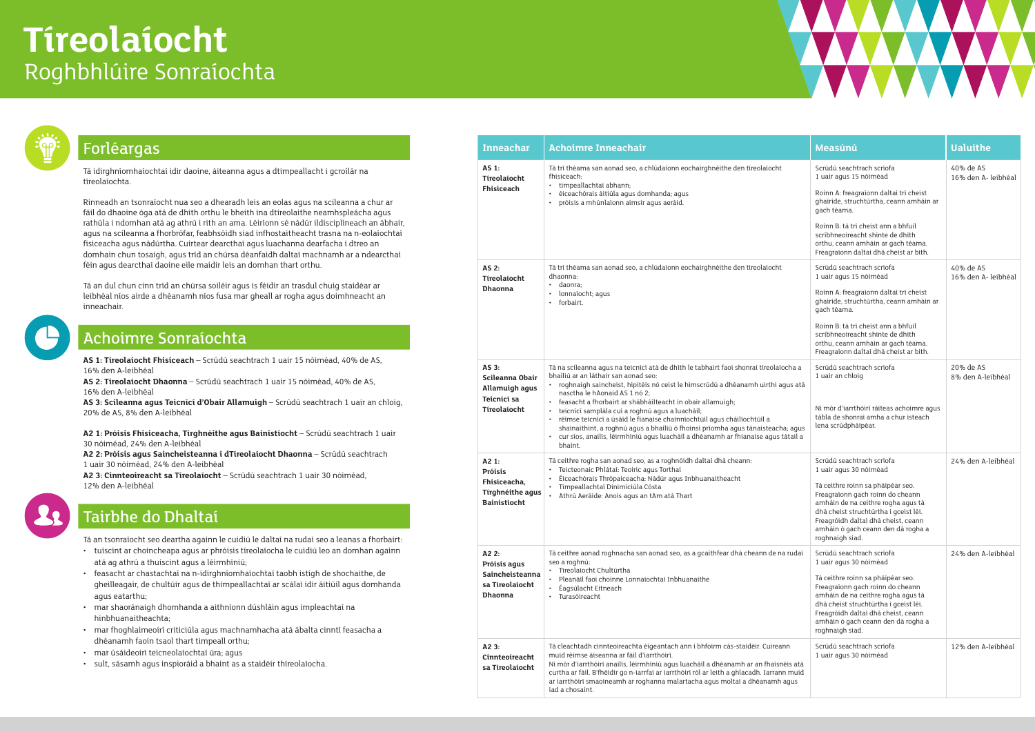# Tíreolaíocht
Roghbhlúire Sonraíochta

## Forléargas

Tá idirghníomhaíochtaí idir daoine, áiteanna agus a dtimpeallacht i gcroílár na tíreolaíochta.

Rinneadh an tsonraíocht nua seo a dhearadh leis an eolas agus na scileanna a chur ar fáil do dhaoine óga atá de dhíth orthu le bheith ina dtíreolaithe neamhspleácha agus rathúla i ndomhan atá ag athrú i rith an ama. Léiríonn sé nádúr ildisciplíneach an ábhair, agus na scileanna a fhorbrófar, feabhsóidh siad infhostaitheacht trasna na n-eolaíochtaí fisiceacha agus nádúrtha. Cuirtear dearcthaí agus luachanna dearfacha i dtreo an domhain chun tosaigh, agus tríd an chúrsa déanfaidh daltaí machnamh ar a ndearcthaí féin agus dearcthaí daoine eile maidir leis an domhan thart orthu.

Tá an dul chun cinn tríd an chúrsa soiléir agus is féidir an trasdul chuig staidéar ar leibhéal níos airde a dhéanamh níos fusa mar gheall ar rogha agus doimhneacht an inneachair.

## Achoimre Sonraíochta

**AS 1: Tíreolaíocht Fhisiceach** – Scrúdú seachtrach 1 uair 15 nóiméad, 40% de AS, 16% den A-leibhéal
**AS 2: Tíreolaíocht Dhaonna** – Scrúdú seachtrach 1 uair 15 nóiméad, 40% de AS, 16% den A-leibhéal
**AS 3: Scileanna agus Teicnící d'Obair Allamuigh** – Scrúdú seachtrach 1 uair an chloig, 20% de AS, 8% den A-leibhéal

**A2 1: Próisis Fhisiceacha, Tírghnéithe agus Bainistíocht** – Scrúdú seachtrach 1 uair 30 nóiméad, 24% den A-leibhéal
**A2 2: Próisis agus Saincheisteanna i dTíreolaíocht Dhaonna** – Scrúdú seachtrach 1 uair 30 nóiméad, 24% den A-leibhéal
**A2 3: Cinnteoireacht sa Tíreolaíocht** – Scrúdú seachtrach 1 uair 30 nóiméad, 12% den A-leibhéal

## Tairbhe do Dhaltaí

Tá an tsonraíocht seo deartha againn le cuidiú le daltaí na rudaí seo a leanas a fhorbairt:

- tuiscint ar choincheapa agus ar phróisis tíreolaíocha le cuidiú leo an domhan againn atá ag athrú a thuiscint agus a léirmhíniú;
- feasacht ar chastachtaí na n-idirghníomhaíochtaí taobh istigh de shochaithe, de gheilleagair, de chultúir agus de thimpeallachtaí ar scálaí idir áitiúil agus domhanda agus eatarthu;
- mar shaoránaigh dhomhanda a aithníonn dúshláin agus impleachtaí na hinbhuanaitheachta;
- mar fhoghlaimeoirí criticiúla agus machnamhacha atá ábalta cinntí feasacha a dhéanamh faoin tsaol thart timpeall orthu;
- mar úsáideoirí teicneolaíochtaí úra; agus
- sult, sásamh agus inspioráid a bhaint as a staidéir thíreolaíocha.

| Inneachar | Achoimre Inneachair | Measúnú | Ualuithe |
|---|---|---|---|
| **AS 1: Tíreolaíocht Fhisiceach** | Tá trí théama san aonad seo, a chlúdaíonn eochairghnéithe den tíreolaíocht fhisiceach:<br>• timpeallachtaí abhann;<br>• éiceachórais áitiúla agus domhanda; agus<br>• próisis a mhúnlaíonn aimsir agus aeráid. | Scrúdú seachtrach scríofa<br>1 uair agus 15 nóiméad<br><br>Roinn A: freagraíonn daltaí trí cheist ghairide, struchtúrtha, ceann amháin ar gach téama.<br><br>Roinn B: tá trí cheist ann a bhfuil scríbhneoireacht sínte de dhíth orthu, ceann amháin ar gach téama. Freagraíonn daltaí dhá cheist ar bith. | 40% de AS<br>16% den A- leibhéal |
| **AS 2: Tíreolaíocht Dhaonna** | Tá trí théama san aonad seo, a chlúdaíonn eochairghnéithe den tíreolaíocht dhaonna:<br>• daonra;<br>• lonnaíocht; agus<br>• forbairt. | Scrúdú seachtrach scríofa<br>1 uair agus 15 nóiméad<br><br>Roinn A: freagraíonn daltaí trí cheist ghairide, struchtúrtha, ceann amháin ar gach téama.<br><br>Roinn B: tá trí cheist ann a bhfuil scríbhneoireacht sínte de dhíth orthu, ceann amháin ar gach téama. Freagraíonn daltaí dhá cheist ar bith. | 40% de AS<br>16% den A- leibhéal |
| **AS 3: Scileanna Obair Allamuigh agus Teicnící sa Tíreolaíocht** | Tá na scileanna agus na teicnící atá de dhíth le tabhairt faoi shonraí tíreolaíocha a bhailiú ar an láthair san aonad seo:<br>• roghnaigh saincheist, hipitéis nó ceist le himscrúdú a dhéanamh uirthi agus atá nasctha le hAonaid AS 1 nó 2;<br>• feasacht a fhorbairt ar shábháilteacht in obair allamuigh;<br>• teicnící samplála cuí a roghnú agus a luacháil;<br>• réimse teicnící a úsáid le fianaise chainníochtúil agus cháilíochtúil a shainaithint, a roghnú agus a bhailiú ó fhoinsí príomha agus tánaisteacha; agus<br>• cur síos, anailís, léirmhíniú agus luacháil a dhéanamh ar fhianaise agus tátail a bhaint. | Scrúdú seachtrach scríofa<br>1 uair an chloig<br><br>Ní mór d'iarrthóirí ráiteas achoimre agus tábla de shonraí amha a chur isteach lena scrúdpháipéar. | 20% de AS<br>8% den A-leibhéal |
| **A2 1: Próisis Fhisiceacha, Tírghnéithe agus Bainistíocht** | Tá ceithre rogha san aonad seo, as a roghnóidh daltaí dhá cheann:<br>• Teicteonaic Phlátaí: Teoiric agus Torthaí<br>• Éiceachórais Thrópaiceacha: Nádúr agus Inbhuanaitheacht<br>• Timpeallachtaí Dinimiciúla Cósta<br>• Athrú Aeráide: Anois agus an tAm atá Thart | Scrúdú seachtrach scríofa<br>1 uair agus 30 nóiméad<br><br>Tá ceithre roinn sa pháipéar seo. Freagraíonn gach roinn do cheann amháin de na ceithre rogha agus tá dhá cheist struchtúrtha i gceist léi. Freagróidh daltaí dhá cheist, ceann amháin ó gach ceann den dá rogha a roghnaigh siad. | 24% den A-leibhéal |
| **A2 2: Próisis agus Saincheisteanna sa Tíreolaíocht Dhaonna** | Tá ceithre aonad roghnacha san aonad seo, as a gcaithfear dhá cheann de na rudaí seo a roghnú:<br>• Tíreolaíocht Chultúrtha<br>• Pleanáil faoi choinne Lonnaíochtaí Inbhuanaithe<br>• Éagsúlacht Eitneach<br>• Turasóireacht | Scrúdú seachtrach scríofa<br>1 uair agus 30 nóiméad<br><br>Tá ceithre roinn sa pháipéar seo. Freagraíonn gach roinn do cheann amháin de na ceithre rogha agus tá dhá cheist struchtúrtha i gceist léi. Freagróidh daltaí dhá cheist, ceann amháin ó gach ceann den dá rogha a roghnaigh siad. | 24% den A-leibhéal |
| **A2 3: Cinnteoireacht sa Tíreolaíocht** | Tá cleachtadh cinnteoireachta éigeantach ann i bhfoirm cás-staidéir. Cuireann muid réimse áiseanna ar fáil d'iarrthóirí.<br>Ní mór d'iarrthóirí anailís, léirmhíniú agus luacháil a dhéanamh ar an fhaisnéis atá curtha ar fáil. B'fhéidir go n-iarrfaí ar iarrthóirí ról ar leith a ghlacadh. Iarrann muid ar iarrthóirí smaoineamh ar roghanna malartacha agus moltaí a dhéanamh agus iad a chosaint. | Scrúdú seachtrach scríofa<br>1 uair agus 30 nóiméad | 12% den A-leibhéal |